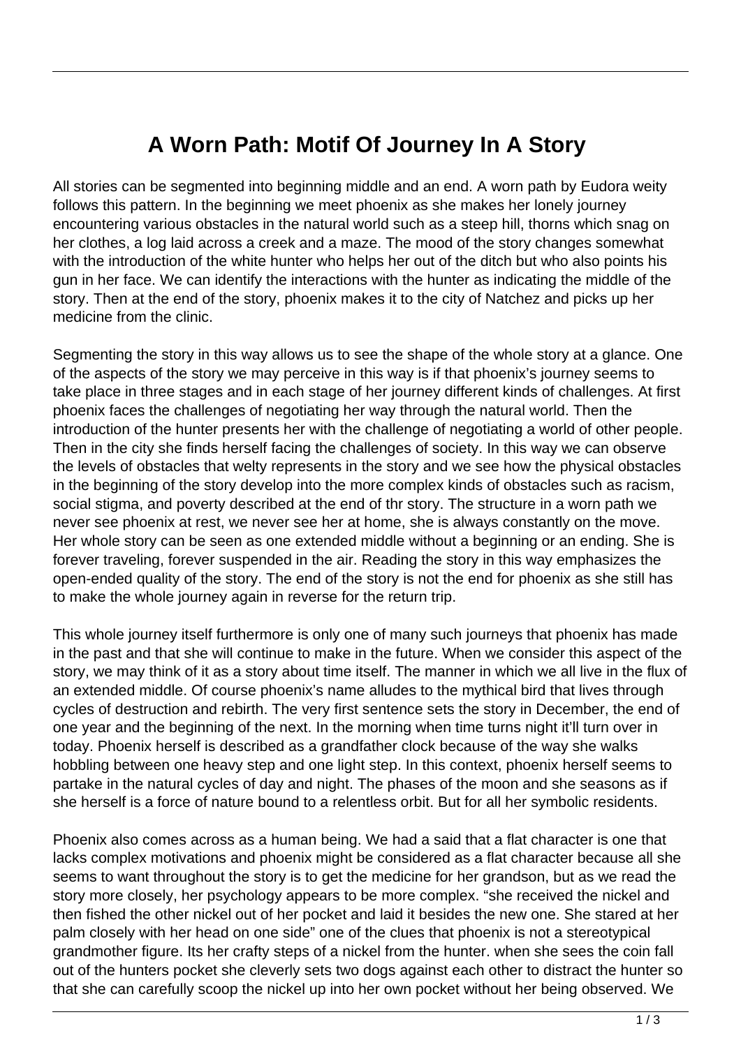# A Worn Path: Motif Of Journey In A Story

All stories can be segmented into beginning middle and an end. A worn path by Eudora weity follows this pattern. In the beginning we meet phoenix as she makes her lonely journey encountering various obstacles in the natural world such as a steep hill, thorns which snag on her clothes, a log laid across a creek and a maze. The mood of the story changes somewhat with the introduction of the white hunter who helps her out of the ditch but who also points his gun in her face. We can identify the interactions with the hunter as indicating the middle of the story. Then at the end of the story, phoenix makes it to the city of Natchez and picks up her medicine from the clinic.

Segmenting the story in this way allows us to see the shape of the whole story at a glance. One of the aspects of the story we may perceive in this way is if that phoenix's journey seems to take place in three stages and in each stage of her journey different kinds of challenges. At first phoenix faces the challenges of negotiating her way through the natural world. Then the introduction of the hunter presents her with the challenge of negotiating a world of other people. Then in the city she finds herself facing the challenges of society. In this way we can observe the levels of obstacles that welty represents in the story and we see how the physical obstacles in the beginning of the story develop into the more complex kinds of obstacles such as racism, social stigma, and poverty described at the end of thr story. The structure in a worn path we never see phoenix at rest, we never see her at home, she is always constantly on the move. Her whole story can be seen as one extended middle without a beginning or an ending. She is forever traveling, forever suspended in the air. Reading the story in this way emphasizes the open-ended quality of the story. The end of the story is not the end for phoenix as she still has to make the whole journey again in reverse for the return trip.

This whole journey itself furthermore is only one of many such journeys that phoenix has made in the past and that she will continue to make in the future. When we consider this aspect of the story, we may think of it as a story about time itself. The manner in which we all live in the flux of an extended middle. Of course phoenix's name alludes to the mythical bird that lives through cycles of destruction and rebirth. The very first sentence sets the story in December, the end of one year and the beginning of the next. In the morning when time turns night it'll turn over in today. Phoenix herself is described as a grandfather clock because of the way she walks hobbling between one heavy step and one light step. In this context, phoenix herself seems to partake in the natural cycles of day and night. The phases of the moon and she seasons as if she herself is a force of nature bound to a relentless orbit. But for all her symbolic residents.

Phoenix also comes across as a human being. We had a said that a flat character is one that lacks complex motivations and phoenix might be considered as a flat character because all she seems to want throughout the story is to get the medicine for her grandson, but as we read the story more closely, her psychology appears to be more complex. "she received the nickel and then fished the other nickel out of her pocket and laid it besides the new one. She stared at her palm closely with her head on one side" one of the clues that phoenix is not a stereotypical grandmother figure. Its her crafty steps of a nickel from the hunter. when she sees the coin fall out of the hunters pocket she cleverly sets two dogs against each other to distract the hunter so that she can carefully scoop the nickel up into her own pocket without her being observed. We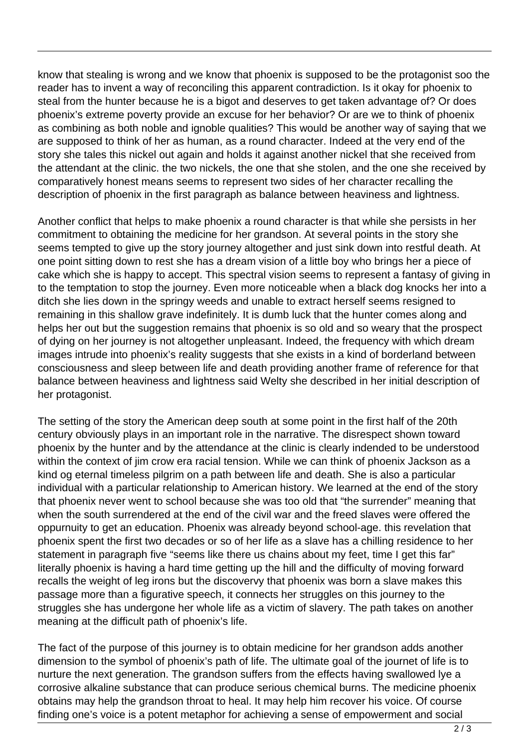know that stealing is wrong and we know that phoenix is supposed to be the protagonist soo the reader has to invent a way of reconciling this apparent contradiction. Is it okay for phoenix to steal from the hunter because he is a bigot and deserves to get taken advantage of? Or does phoenix's extreme poverty provide an excuse for her behavior? Or are we to think of phoenix as combining as both noble and ignoble qualities? This would be another way of saying that we are supposed to think of her as human, as a round character. Indeed at the very end of the story she tales this nickel out again and holds it against another nickel that she received from the attendant at the clinic. the two nickels, the one that she stolen, and the one she received by comparatively honest means seems to represent two sides of her character recalling the description of phoenix in the first paragraph as balance between heaviness and lightness.

Another conflict that helps to make phoenix a round character is that while she persists in her commitment to obtaining the medicine for her grandson. At several points in the story she seems tempted to give up the story journey altogether and just sink down into restful death. At one point sitting down to rest she has a dream vision of a little boy who brings her a piece of cake which she is happy to accept. This spectral vision seems to represent a fantasy of giving in to the temptation to stop the journey. Even more noticeable when a black dog knocks her into a ditch she lies down in the springy weeds and unable to extract herself seems resigned to remaining in this shallow grave indefinitely. It is dumb luck that the hunter comes along and helps her out but the suggestion remains that phoenix is so old and so weary that the prospect of dying on her journey is not altogether unpleasant. Indeed, the frequency with which dream images intrude into phoenix's reality suggests that she exists in a kind of borderland between consciousness and sleep between life and death providing another frame of reference for that balance between heaviness and lightness said Welty she described in her initial description of her protagonist.

The setting of the story the American deep south at some point in the first half of the 20th century obviously plays in an important role in the narrative. The disrespect shown toward phoenix by the hunter and by the attendance at the clinic is clearly indended to be understood within the context of jim crow era racial tension. While we can think of phoenix Jackson as a kind og eternal timeless pilgrim on a path between life and death. She is also a particular individual with a particular relationship to American history. We learned at the end of the story that phoenix never went to school because she was too old that "the surrender" meaning that when the south surrendered at the end of the civil war and the freed slaves were offered the oppurnuity to get an education. Phoenix was already beyond school-age. this revelation that phoenix spent the first two decades or so of her life as a slave has a chilling residence to her statement in paragraph five "seems like there us chains about my feet, time I get this far" literally phoenix is having a hard time getting up the hill and the difficulty of moving forward recalls the weight of leg irons but the discovervy that phoenix was born a slave makes this passage more than a figurative speech, it connects her struggles on this journey to the struggles she has undergone her whole life as a victim of slavery. The path takes on another meaning at the difficult path of phoenix's life.

The fact of the purpose of this journey is to obtain medicine for her grandson adds another dimension to the symbol of phoenix's path of life. The ultimate goal of the journet of life is to nurture the next generation. The grandson suffers from the effects having swallowed lye a corrosive alkaline substance that can produce serious chemical burns. The medicine phoenix obtains may help the grandson throat to heal. It may help him recover his voice. Of course finding one's voice is a potent metaphor for achieving a sense of empowerment and social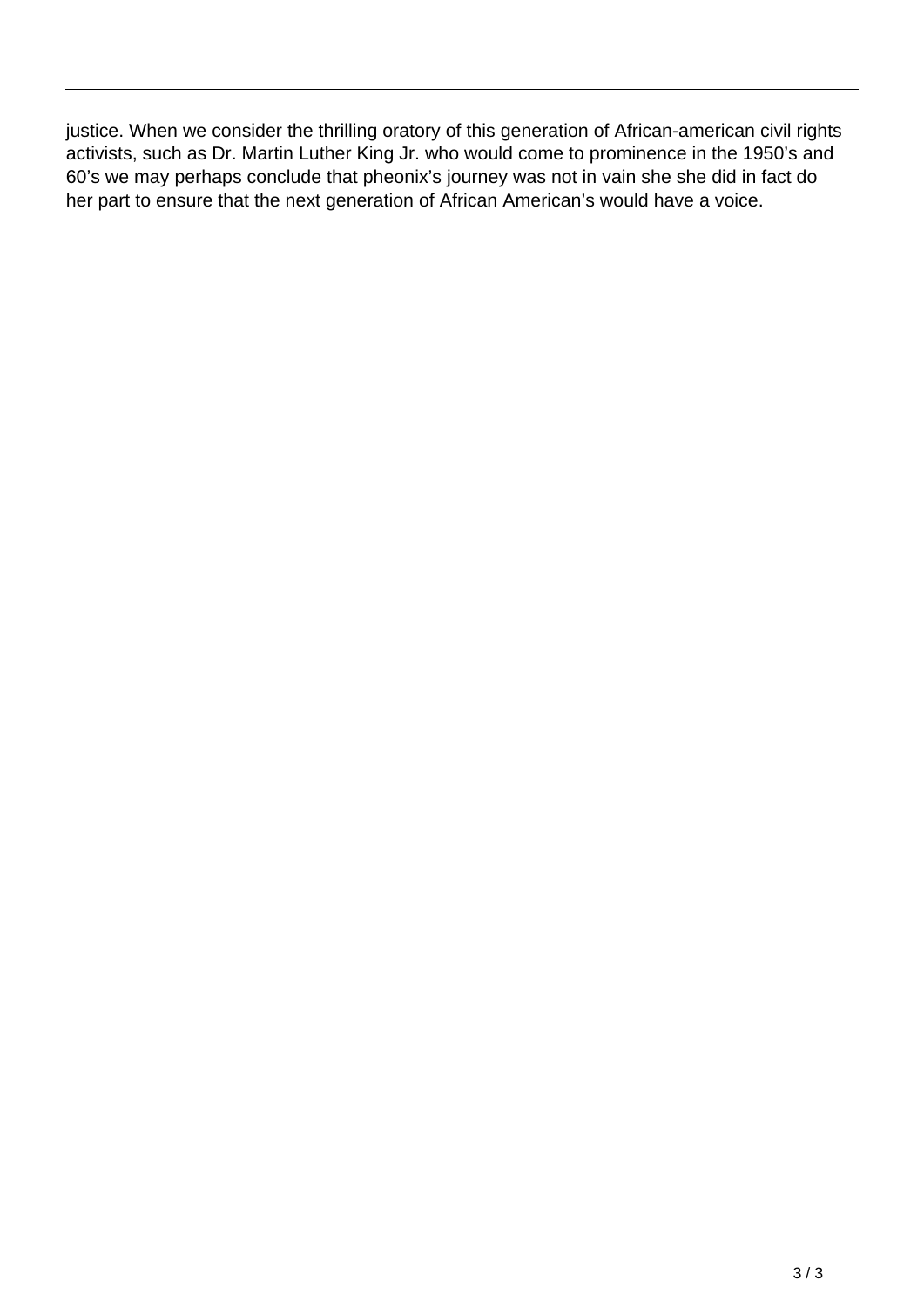justice. When we consider the thrilling oratory of this generation of African-american civil rights activists, such as Dr. Martin Luther King Jr. who would come to prominence in the 1950's and 60's we may perhaps conclude that pheonix's journey was not in vain she she did in fact do her part to ensure that the next generation of African American's would have a voice.